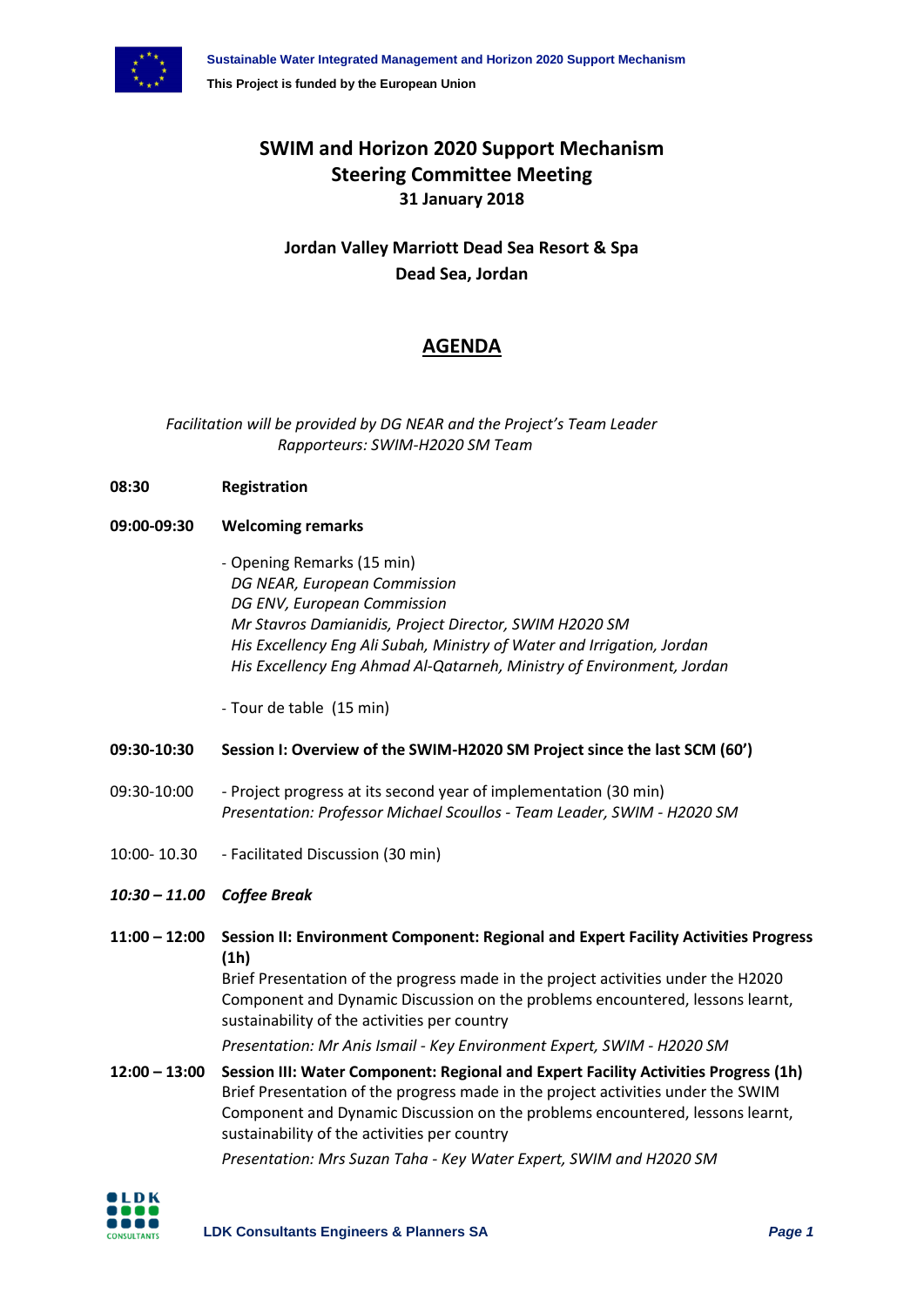# SWIM and Horizon 2020 Support Mechanism
# Steering Committee Meeting
**31 January 2018**

**Jordan Valley Marriott Dead Sea Resort & Spa**
**Dead Sea, Jordan**

## AGENDA

*Facilitation will be provided by DG NEAR and the Project's Team Leader*
*Rapporteurs: SWIM-H2020 SM Team*

**08:30** **Registration**

**09:00-09:30** **Welcoming remarks**

- Opening Remarks (15 min)
  *DG NEAR, European Commission*
  *DG ENV, European Commission*
  *Mr Stavros Damianidis, Project Director, SWIM H2020 SM*
  *His Excellency Eng Ali Subah, Ministry of Water and Irrigation, Jordan*
  *His Excellency Eng Ahmad Al-Qatarneh, Ministry of Environment, Jordan*

- Tour de table (15 min)

**09:30-10:30** **Session I: Overview of the SWIM-H2020 SM Project since the last SCM (60')**

09:30-10:00 - Project progress at its second year of implementation (30 min)
*Presentation: Professor Michael Scoullos - Team Leader, SWIM - H2020 SM*

10:00- 10.30 - Facilitated Discussion (30 min)

***10:30 – 11.00*** ***Coffee Break***

**11:00 – 12:00** **Session II: Environment Component: Regional and Expert Facility Activities Progress (1h)**
Brief Presentation of the progress made in the project activities under the H2020 Component and Dynamic Discussion on the problems encountered, lessons learnt, sustainability of the activities per country

*Presentation: Mr Anis Ismail - Key Environment Expert, SWIM - H2020 SM*

**12:00 – 13:00** **Session III: Water Component: Regional and Expert Facility Activities Progress (1h)**
Brief Presentation of the progress made in the project activities under the SWIM Component and Dynamic Discussion on the problems encountered, lessons learnt, sustainability of the activities per country

*Presentation: Mrs Suzan Taha - Key Water Expert, SWIM and H2020 SM*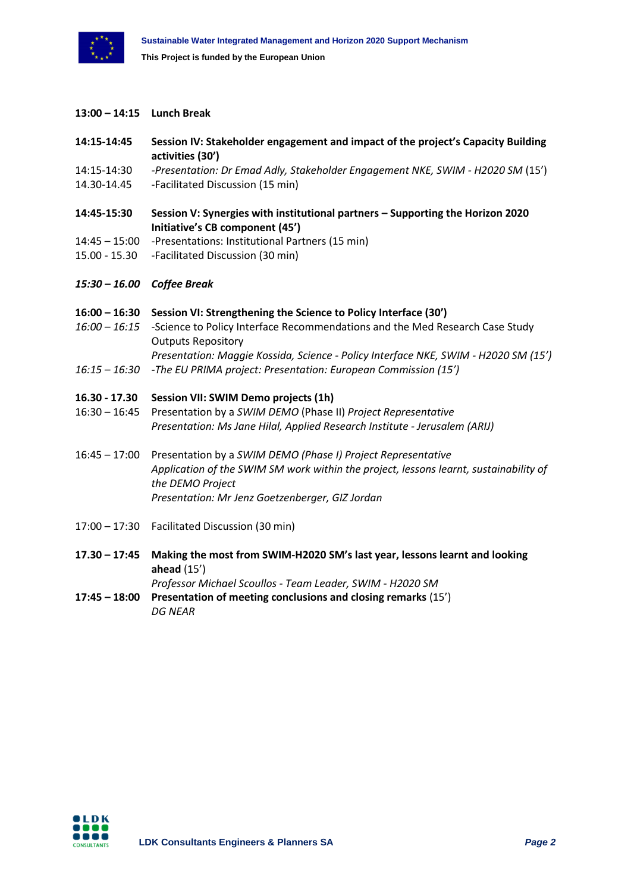| | |
|---|---|
| **13:00 – 14:15** | **Lunch Break** |
| **14:15-14:45** | **Session IV: Stakeholder engagement and impact of the project's Capacity Building activities (30')** |
| 14:15-14:30 | *-Presentation: Dr Emad Adly, Stakeholder Engagement NKE, SWIM - H2020 SM* (15') |
| 14.30-14.45 | -Facilitated Discussion (15 min) |
| **14:45-15:30** | **Session V: Synergies with institutional partners – Supporting the Horizon 2020 Initiative's CB component (45')** |
| 14:45 – 15:00 | -Presentations: Institutional Partners (15 min) |
| 15.00 - 15.30 | -Facilitated Discussion (30 min) |
| ***15:30 – 16.00*** | ***Coffee Break*** |
| **16:00 – 16:30** | **Session VI: Strengthening the Science to Policy Interface (30')** |
| *16:00 – 16:15* | -Science to Policy Interface Recommendations and the Med Research Case Study Outputs Repository<br>*Presentation: Maggie Kossida, Science - Policy Interface NKE, SWIM - H2020 SM (15')* |
| *16:15 – 16:30* | *-The EU PRIMA project: Presentation: European Commission (15')* |
| **16.30 - 17.30** | **Session VII: SWIM Demo projects (1h)** |
| 16:30 – 16:45 | Presentation by a *SWIM DEMO* (Phase II) *Project Representative*<br>*Presentation: Ms Jane Hilal, Applied Research Institute - Jerusalem (ARIJ)* |
| 16:45 – 17:00 | Presentation by a *SWIM DEMO (Phase I) Project Representative*<br>*Application of the SWIM SM work within the project, lessons learnt, sustainability of the DEMO Project*<br>*Presentation: Mr Jenz Goetzenberger, GIZ Jordan* |
| 17:00 – 17:30 | Facilitated Discussion (30 min) |
| **17.30 – 17:45** | **Making the most from SWIM-H2020 SM's last year, lessons learnt and looking ahead** (15')<br>*Professor Michael Scoullos - Team Leader, SWIM - H2020 SM* |
| **17:45 – 18:00** | **Presentation of meeting conclusions and closing remarks** (15')<br>*DG NEAR* |